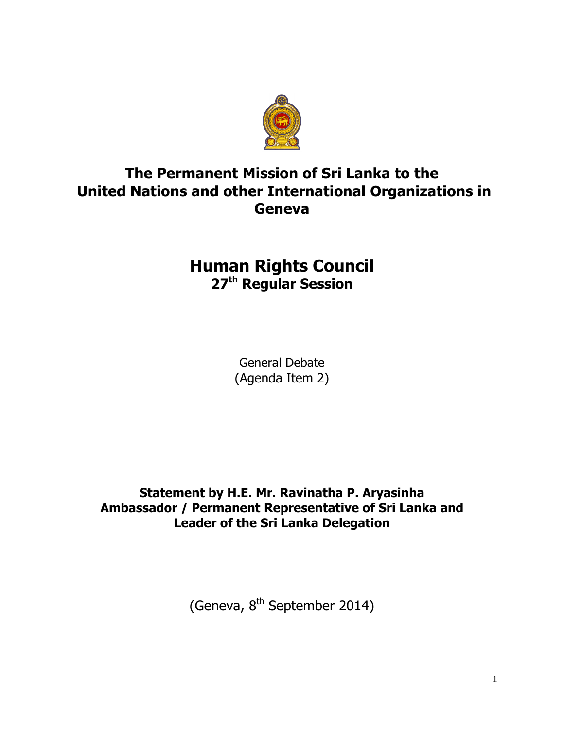# The Permanent Mission of Sri Lanka to the United Nations and other International Organizations in Geneva

## Human Rights Council

### 27th Regular Session

General Debate
(Agenda Item 2)

**Statement by H.E. Mr. Ravinatha P. Aryasinha**
**Ambassador / Permanent Representative of Sri Lanka and Leader of the Sri Lanka Delegation**

(Geneva, 8th September 2014)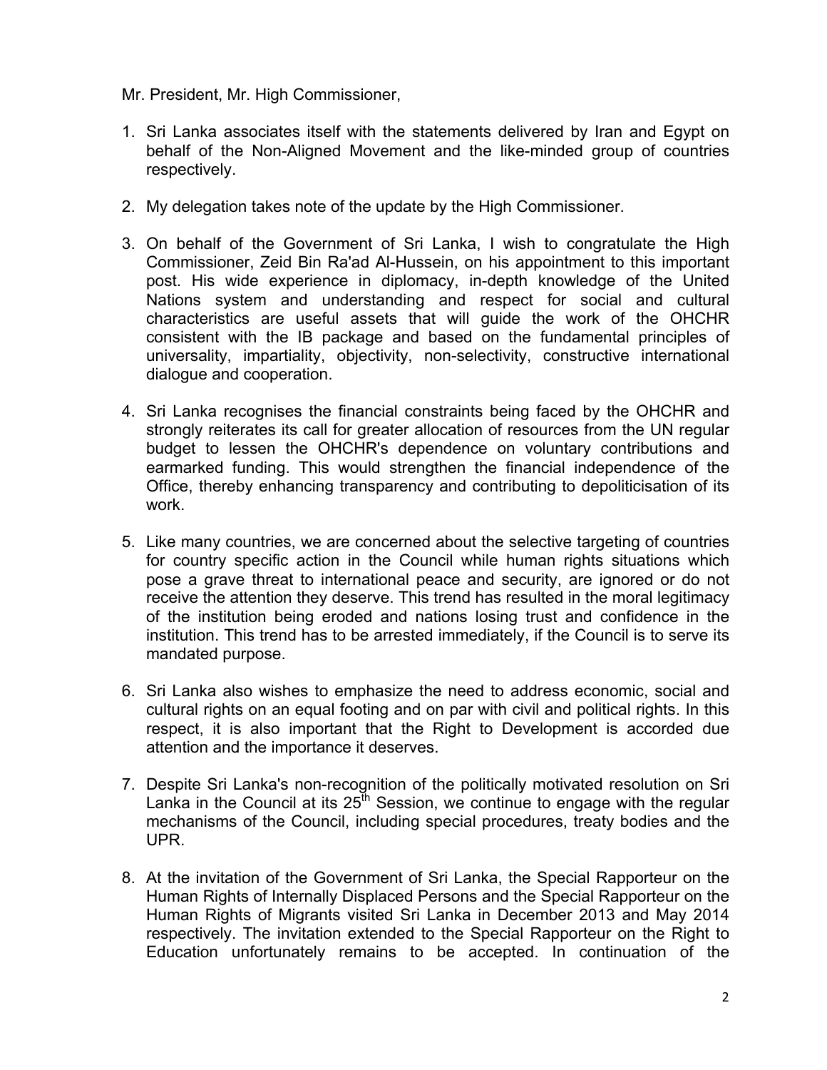Mr. President, Mr. High Commissioner,

1. Sri Lanka associates itself with the statements delivered by Iran and Egypt on behalf of the Non-Aligned Movement and the like-minded group of countries respectively.

2. My delegation takes note of the update by the High Commissioner.

3. On behalf of the Government of Sri Lanka, I wish to congratulate the High Commissioner, Zeid Bin Ra'ad Al-Hussein, on his appointment to this important post. His wide experience in diplomacy, in-depth knowledge of the United Nations system and understanding and respect for social and cultural characteristics are useful assets that will guide the work of the OHCHR consistent with the IB package and based on the fundamental principles of universality, impartiality, objectivity, non-selectivity, constructive international dialogue and cooperation.

4. Sri Lanka recognises the financial constraints being faced by the OHCHR and strongly reiterates its call for greater allocation of resources from the UN regular budget to lessen the OHCHR's dependence on voluntary contributions and earmarked funding. This would strengthen the financial independence of the Office, thereby enhancing transparency and contributing to depoliticisation of its work.

5. Like many countries, we are concerned about the selective targeting of countries for country specific action in the Council while human rights situations which pose a grave threat to international peace and security, are ignored or do not receive the attention they deserve. This trend has resulted in the moral legitimacy of the institution being eroded and nations losing trust and confidence in the institution. This trend has to be arrested immediately, if the Council is to serve its mandated purpose.

6. Sri Lanka also wishes to emphasize the need to address economic, social and cultural rights on an equal footing and on par with civil and political rights. In this respect, it is also important that the Right to Development is accorded due attention and the importance it deserves.

7. Despite Sri Lanka's non-recognition of the politically motivated resolution on Sri Lanka in the Council at its 25th Session, we continue to engage with the regular mechanisms of the Council, including special procedures, treaty bodies and the UPR.

8. At the invitation of the Government of Sri Lanka, the Special Rapporteur on the Human Rights of Internally Displaced Persons and the Special Rapporteur on the Human Rights of Migrants visited Sri Lanka in December 2013 and May 2014 respectively. The invitation extended to the Special Rapporteur on the Right to Education unfortunately remains to be accepted. In continuation of the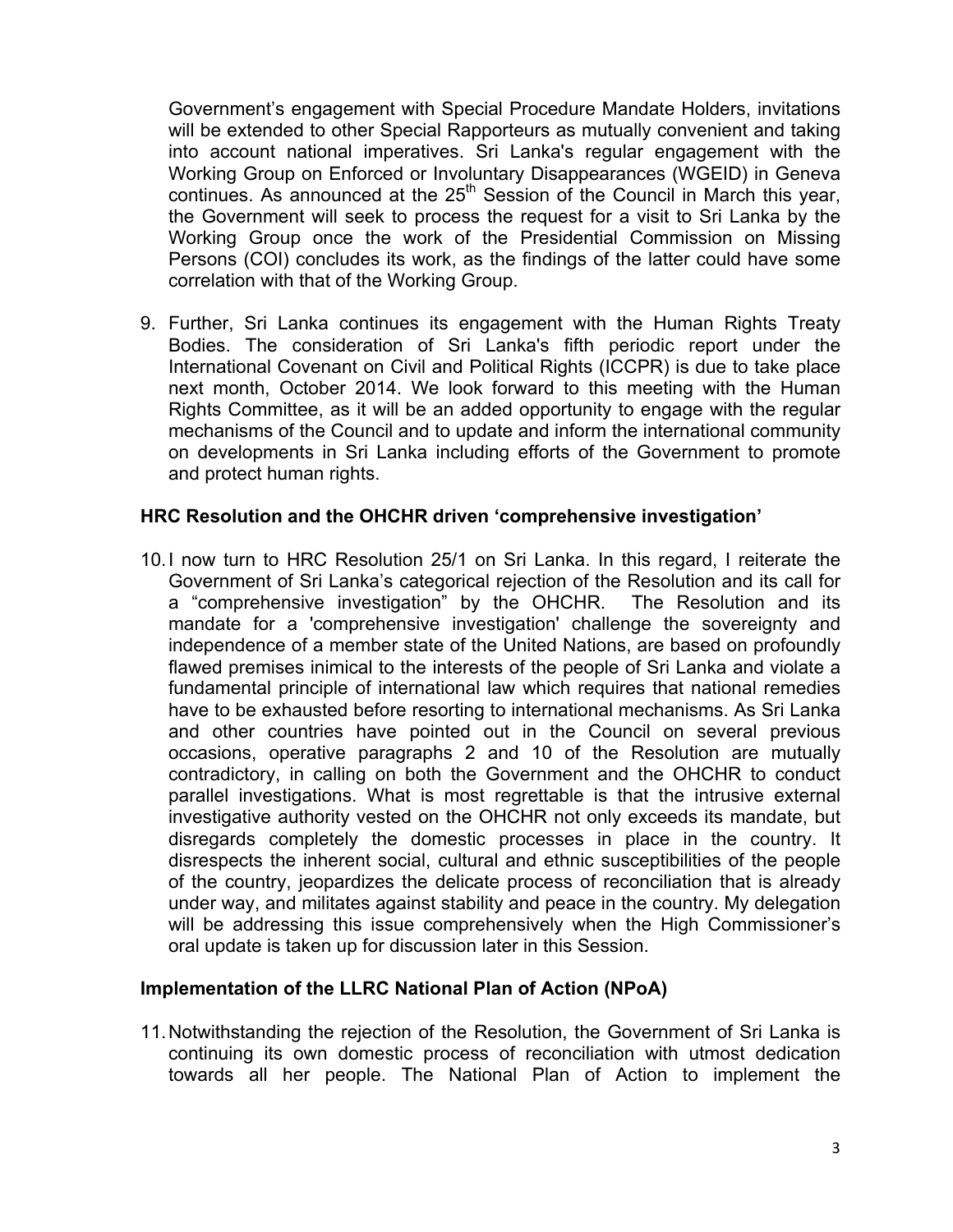Government's engagement with Special Procedure Mandate Holders, invitations will be extended to other Special Rapporteurs as mutually convenient and taking into account national imperatives. Sri Lanka's regular engagement with the Working Group on Enforced or Involuntary Disappearances (WGEID) in Geneva continues. As announced at the 25th Session of the Council in March this year, the Government will seek to process the request for a visit to Sri Lanka by the Working Group once the work of the Presidential Commission on Missing Persons (COI) concludes its work, as the findings of the latter could have some correlation with that of the Working Group.

9. Further, Sri Lanka continues its engagement with the Human Rights Treaty Bodies. The consideration of Sri Lanka's fifth periodic report under the International Covenant on Civil and Political Rights (ICCPR) is due to take place next month, October 2014. We look forward to this meeting with the Human Rights Committee, as it will be an added opportunity to engage with the regular mechanisms of the Council and to update and inform the international community on developments in Sri Lanka including efforts of the Government to promote and protect human rights.

**HRC Resolution and the OHCHR driven 'comprehensive investigation'**

10. I now turn to HRC Resolution 25/1 on Sri Lanka. In this regard, I reiterate the Government of Sri Lanka's categorical rejection of the Resolution and its call for a "comprehensive investigation" by the OHCHR. The Resolution and its mandate for a 'comprehensive investigation' challenge the sovereignty and independence of a member state of the United Nations, are based on profoundly flawed premises inimical to the interests of the people of Sri Lanka and violate a fundamental principle of international law which requires that national remedies have to be exhausted before resorting to international mechanisms. As Sri Lanka and other countries have pointed out in the Council on several previous occasions, operative paragraphs 2 and 10 of the Resolution are mutually contradictory, in calling on both the Government and the OHCHR to conduct parallel investigations. What is most regrettable is that the intrusive external investigative authority vested on the OHCHR not only exceeds its mandate, but disregards completely the domestic processes in place in the country. It disrespects the inherent social, cultural and ethnic susceptibilities of the people of the country, jeopardizes the delicate process of reconciliation that is already under way, and militates against stability and peace in the country. My delegation will be addressing this issue comprehensively when the High Commissioner's oral update is taken up for discussion later in this Session.

**Implementation of the LLRC National Plan of Action (NPoA)**

11. Notwithstanding the rejection of the Resolution, the Government of Sri Lanka is continuing its own domestic process of reconciliation with utmost dedication towards all her people. The National Plan of Action to implement the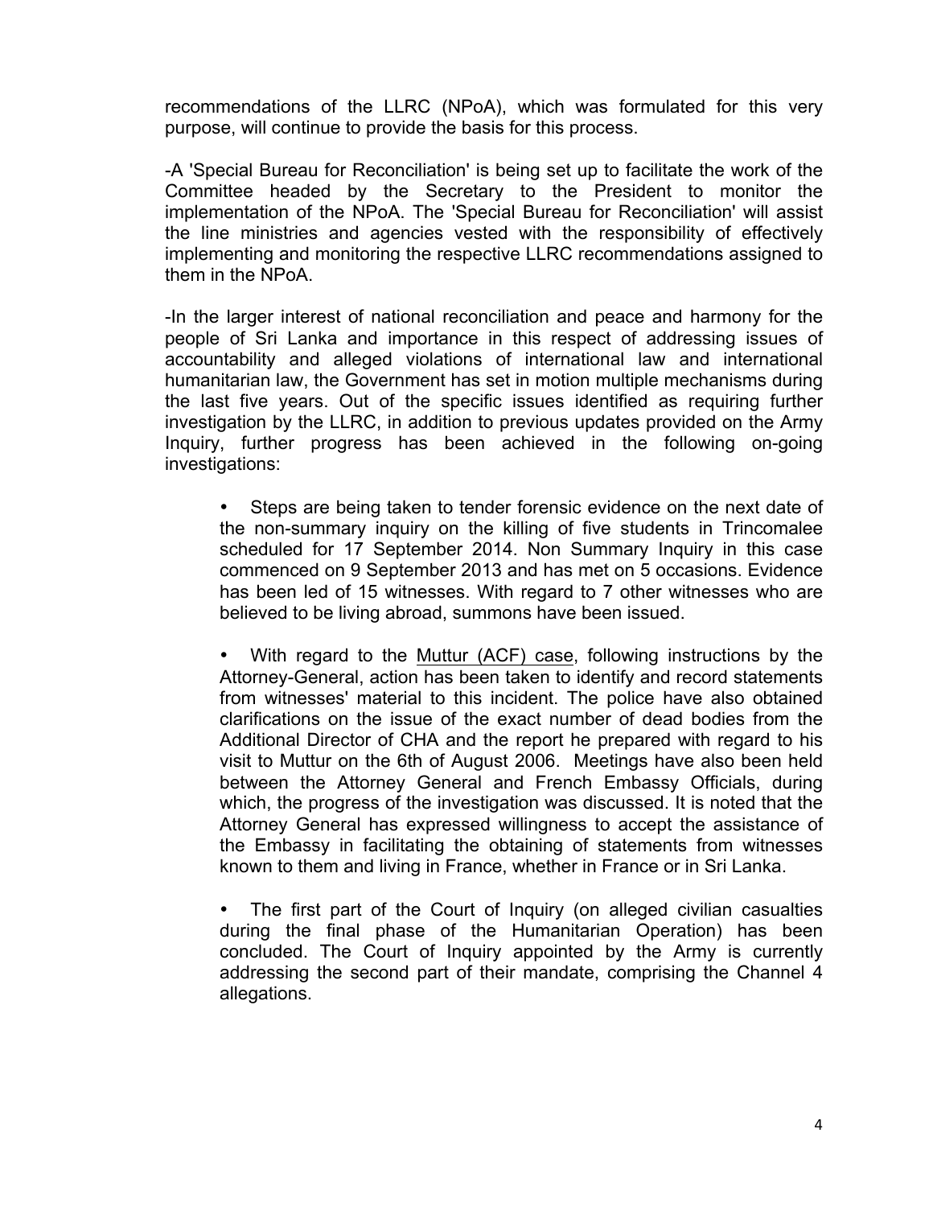recommendations of the LLRC (NPoA), which was formulated for this very purpose, will continue to provide the basis for this process.

-A 'Special Bureau for Reconciliation' is being set up to facilitate the work of the Committee headed by the Secretary to the President to monitor the implementation of the NPoA. The 'Special Bureau for Reconciliation' will assist the line ministries and agencies vested with the responsibility of effectively implementing and monitoring the respective LLRC recommendations assigned to them in the NPoA.

-In the larger interest of national reconciliation and peace and harmony for the people of Sri Lanka and importance in this respect of addressing issues of accountability and alleged violations of international law and international humanitarian law, the Government has set in motion multiple mechanisms during the last five years. Out of the specific issues identified as requiring further investigation by the LLRC, in addition to previous updates provided on the Army Inquiry, further progress has been achieved in the following on-going investigations:

- Steps are being taken to tender forensic evidence on the next date of the non-summary inquiry on the killing of five students in Trincomalee scheduled for 17 September 2014. Non Summary Inquiry in this case commenced on 9 September 2013 and has met on 5 occasions. Evidence has been led of 15 witnesses. With regard to 7 other witnesses who are believed to be living abroad, summons have been issued.

- With regard to the Muttur (ACF) case, following instructions by the Attorney-General, action has been taken to identify and record statements from witnesses' material to this incident. The police have also obtained clarifications on the issue of the exact number of dead bodies from the Additional Director of CHA and the report he prepared with regard to his visit to Muttur on the 6th of August 2006. Meetings have also been held between the Attorney General and French Embassy Officials, during which, the progress of the investigation was discussed. It is noted that the Attorney General has expressed willingness to accept the assistance of the Embassy in facilitating the obtaining of statements from witnesses known to them and living in France, whether in France or in Sri Lanka.

- The first part of the Court of Inquiry (on alleged civilian casualties during the final phase of the Humanitarian Operation) has been concluded. The Court of Inquiry appointed by the Army is currently addressing the second part of their mandate, comprising the Channel 4 allegations.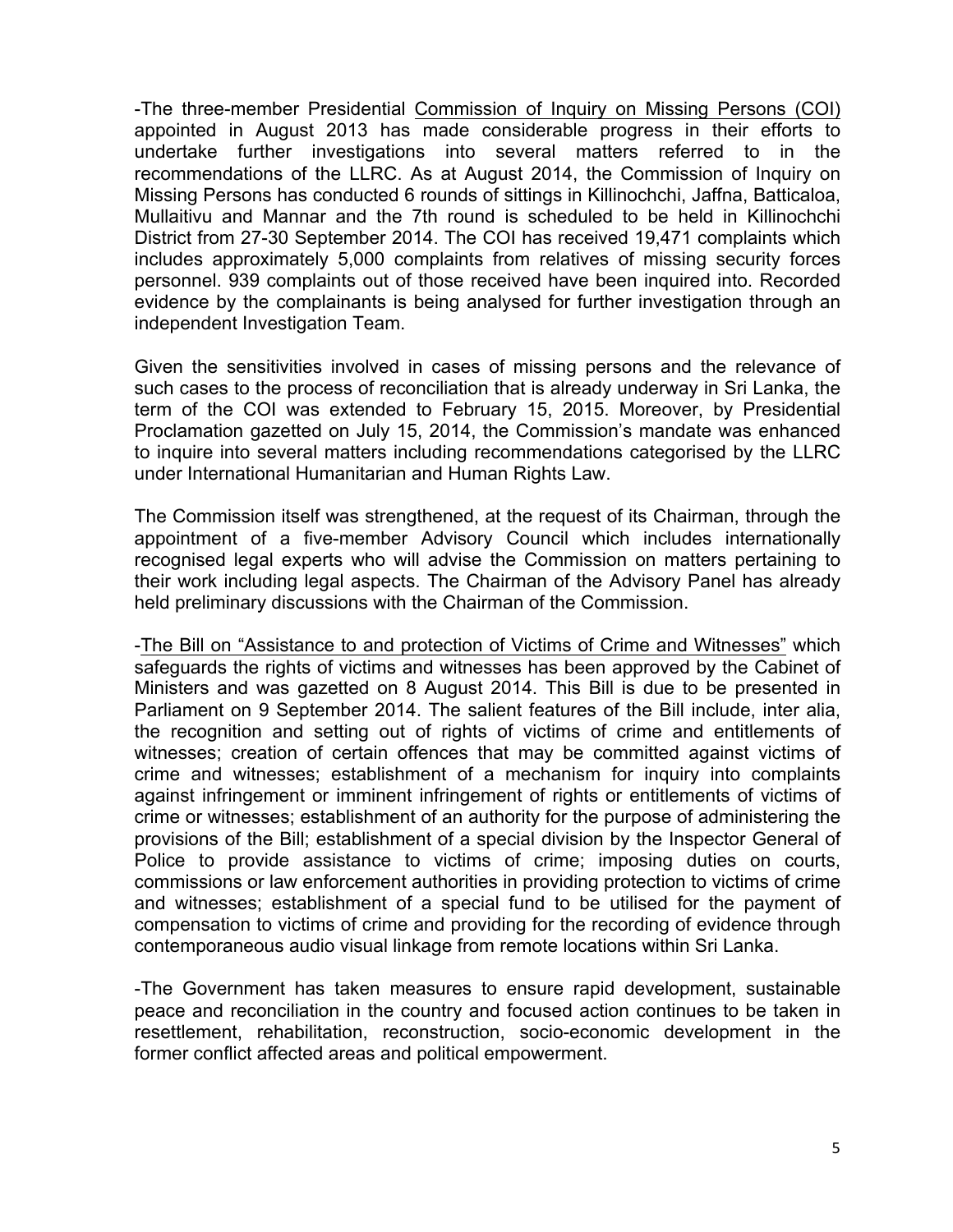-The three-member Presidential Commission of Inquiry on Missing Persons (COI) appointed in August 2013 has made considerable progress in their efforts to undertake further investigations into several matters referred to in the recommendations of the LLRC. As at August 2014, the Commission of Inquiry on Missing Persons has conducted 6 rounds of sittings in Killinochchi, Jaffna, Batticaloa, Mullaitivu and Mannar and the 7th round is scheduled to be held in Killinochchi District from 27-30 September 2014. The COI has received 19,471 complaints which includes approximately 5,000 complaints from relatives of missing security forces personnel. 939 complaints out of those received have been inquired into. Recorded evidence by the complainants is being analysed for further investigation through an independent Investigation Team.

Given the sensitivities involved in cases of missing persons and the relevance of such cases to the process of reconciliation that is already underway in Sri Lanka, the term of the COI was extended to February 15, 2015. Moreover, by Presidential Proclamation gazetted on July 15, 2014, the Commission's mandate was enhanced to inquire into several matters including recommendations categorised by the LLRC under International Humanitarian and Human Rights Law.

The Commission itself was strengthened, at the request of its Chairman, through the appointment of a five-member Advisory Council which includes internationally recognised legal experts who will advise the Commission on matters pertaining to their work including legal aspects. The Chairman of the Advisory Panel has already held preliminary discussions with the Chairman of the Commission.

-The Bill on "Assistance to and protection of Victims of Crime and Witnesses" which safeguards the rights of victims and witnesses has been approved by the Cabinet of Ministers and was gazetted on 8 August 2014. This Bill is due to be presented in Parliament on 9 September 2014. The salient features of the Bill include, inter alia, the recognition and setting out of rights of victims of crime and entitlements of witnesses; creation of certain offences that may be committed against victims of crime and witnesses; establishment of a mechanism for inquiry into complaints against infringement or imminent infringement of rights or entitlements of victims of crime or witnesses; establishment of an authority for the purpose of administering the provisions of the Bill; establishment of a special division by the Inspector General of Police to provide assistance to victims of crime; imposing duties on courts, commissions or law enforcement authorities in providing protection to victims of crime and witnesses; establishment of a special fund to be utilised for the payment of compensation to victims of crime and providing for the recording of evidence through contemporaneous audio visual linkage from remote locations within Sri Lanka.

-The Government has taken measures to ensure rapid development, sustainable peace and reconciliation in the country and focused action continues to be taken in resettlement, rehabilitation, reconstruction, socio-economic development in the former conflict affected areas and political empowerment.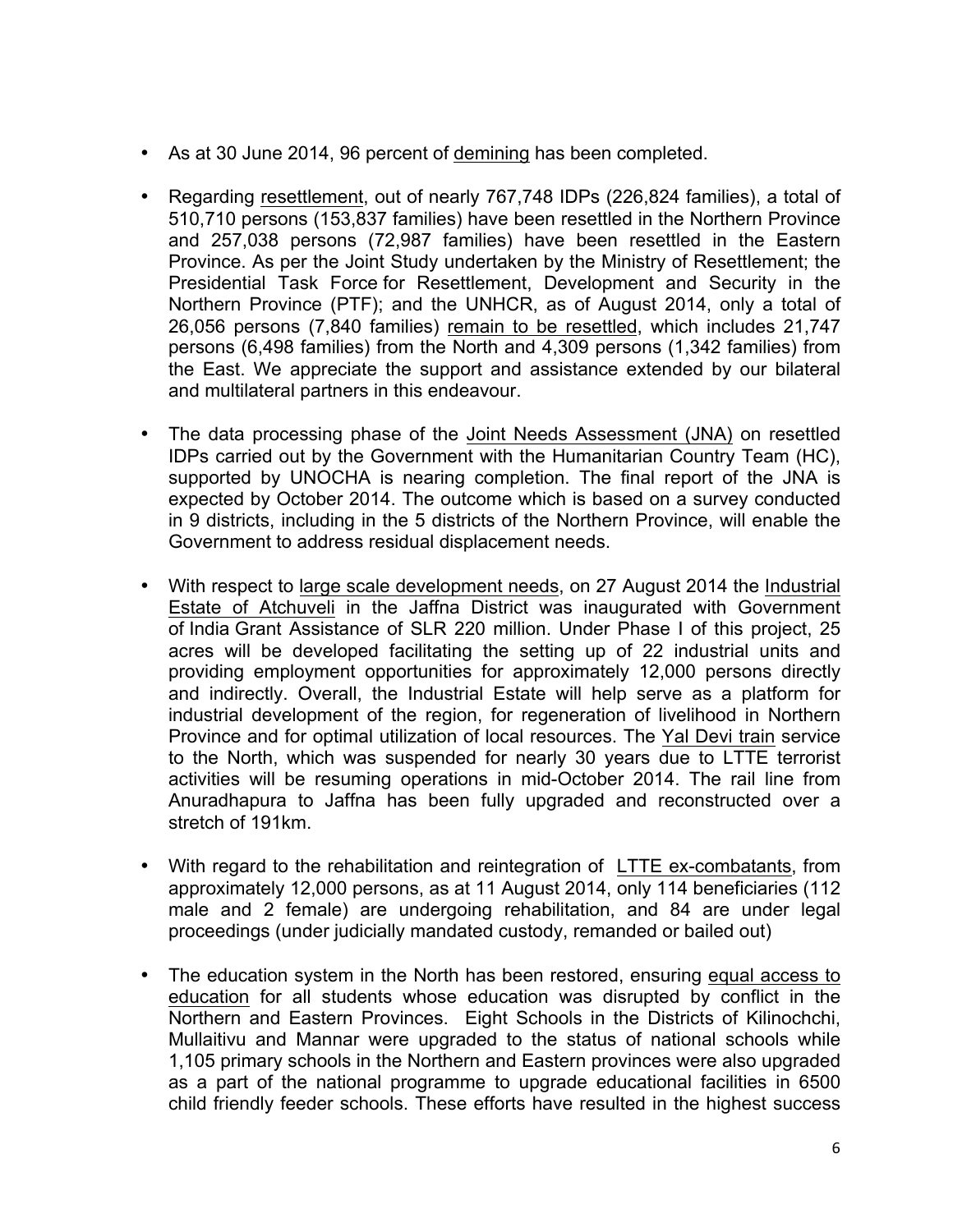- As at 30 June 2014, 96 percent of demining has been completed.

- Regarding resettlement, out of nearly 767,748 IDPs (226,824 families), a total of 510,710 persons (153,837 families) have been resettled in the Northern Province and 257,038 persons (72,987 families) have been resettled in the Eastern Province. As per the Joint Study undertaken by the Ministry of Resettlement; the Presidential Task Force for Resettlement, Development and Security in the Northern Province (PTF); and the UNHCR, as of August 2014, only a total of 26,056 persons (7,840 families) remain to be resettled, which includes 21,747 persons (6,498 families) from the North and 4,309 persons (1,342 families) from the East. We appreciate the support and assistance extended by our bilateral and multilateral partners in this endeavour.

- The data processing phase of the Joint Needs Assessment (JNA) on resettled IDPs carried out by the Government with the Humanitarian Country Team (HC), supported by UNOCHA is nearing completion. The final report of the JNA is expected by October 2014. The outcome which is based on a survey conducted in 9 districts, including in the 5 districts of the Northern Province, will enable the Government to address residual displacement needs.

- With respect to large scale development needs, on 27 August 2014 the Industrial Estate of Atchuveli in the Jaffna District was inaugurated with Government of India Grant Assistance of SLR 220 million. Under Phase I of this project, 25 acres will be developed facilitating the setting up of 22 industrial units and providing employment opportunities for approximately 12,000 persons directly and indirectly. Overall, the Industrial Estate will help serve as a platform for industrial development of the region, for regeneration of livelihood in Northern Province and for optimal utilization of local resources. The Yal Devi train service to the North, which was suspended for nearly 30 years due to LTTE terrorist activities will be resuming operations in mid-October 2014. The rail line from Anuradhapura to Jaffna has been fully upgraded and reconstructed over a stretch of 191km.

- With regard to the rehabilitation and reintegration of LTTE ex-combatants, from approximately 12,000 persons, as at 11 August 2014, only 114 beneficiaries (112 male and 2 female) are undergoing rehabilitation, and 84 are under legal proceedings (under judicially mandated custody, remanded or bailed out)

- The education system in the North has been restored, ensuring equal access to education for all students whose education was disrupted by conflict in the Northern and Eastern Provinces. Eight Schools in the Districts of Kilinochchi, Mullaitivu and Mannar were upgraded to the status of national schools while 1,105 primary schools in the Northern and Eastern provinces were also upgraded as a part of the national programme to upgrade educational facilities in 6500 child friendly feeder schools. These efforts have resulted in the highest success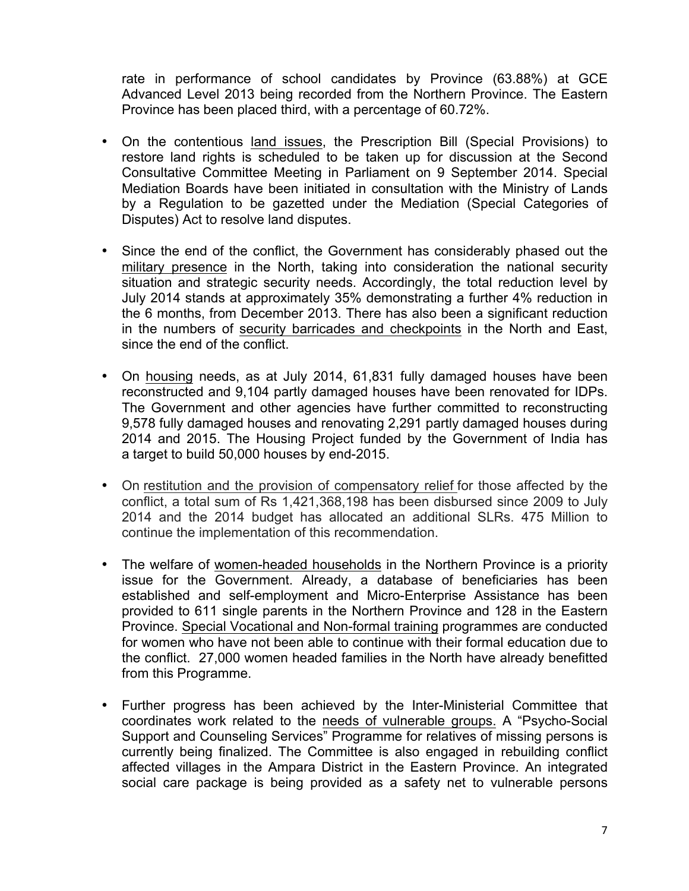rate in performance of school candidates by Province (63.88%) at GCE Advanced Level 2013 being recorded from the Northern Province. The Eastern Province has been placed third, with a percentage of 60.72%.

- On the contentious land issues, the Prescription Bill (Special Provisions) to restore land rights is scheduled to be taken up for discussion at the Second Consultative Committee Meeting in Parliament on 9 September 2014. Special Mediation Boards have been initiated in consultation with the Ministry of Lands by a Regulation to be gazetted under the Mediation (Special Categories of Disputes) Act to resolve land disputes.

- Since the end of the conflict, the Government has considerably phased out the military presence in the North, taking into consideration the national security situation and strategic security needs. Accordingly, the total reduction level by July 2014 stands at approximately 35% demonstrating a further 4% reduction in the 6 months, from December 2013. There has also been a significant reduction in the numbers of security barricades and checkpoints in the North and East, since the end of the conflict.

- On housing needs, as at July 2014, 61,831 fully damaged houses have been reconstructed and 9,104 partly damaged houses have been renovated for IDPs. The Government and other agencies have further committed to reconstructing 9,578 fully damaged houses and renovating 2,291 partly damaged houses during 2014 and 2015. The Housing Project funded by the Government of India has a target to build 50,000 houses by end-2015.

- On restitution and the provision of compensatory relief for those affected by the conflict, a total sum of Rs 1,421,368,198 has been disbursed since 2009 to July 2014 and the 2014 budget has allocated an additional SLRs. 475 Million to continue the implementation of this recommendation.

- The welfare of women-headed households in the Northern Province is a priority issue for the Government. Already, a database of beneficiaries has been established and self-employment and Micro-Enterprise Assistance has been provided to 611 single parents in the Northern Province and 128 in the Eastern Province. Special Vocational and Non-formal training programmes are conducted for women who have not been able to continue with their formal education due to the conflict. 27,000 women headed families in the North have already benefitted from this Programme.

- Further progress has been achieved by the Inter-Ministerial Committee that coordinates work related to the needs of vulnerable groups. A "Psycho-Social Support and Counseling Services" Programme for relatives of missing persons is currently being finalized. The Committee is also engaged in rebuilding conflict affected villages in the Ampara District in the Eastern Province. An integrated social care package is being provided as a safety net to vulnerable persons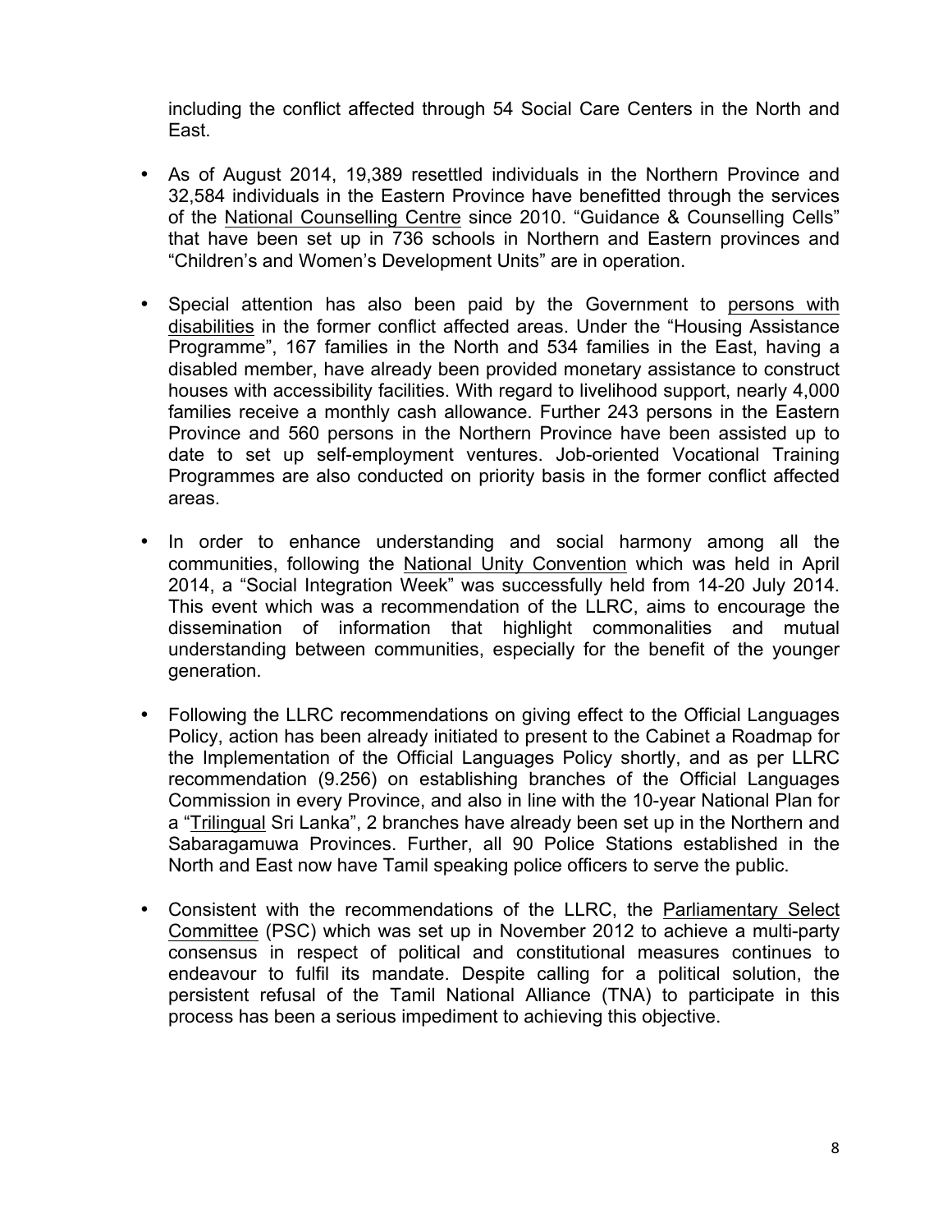including the conflict affected through 54 Social Care Centers in the North and East.

- As of August 2014, 19,389 resettled individuals in the Northern Province and 32,584 individuals in the Eastern Province have benefitted through the services of the National Counselling Centre since 2010. "Guidance & Counselling Cells" that have been set up in 736 schools in Northern and Eastern provinces and "Children's and Women's Development Units" are in operation.

- Special attention has also been paid by the Government to persons with disabilities in the former conflict affected areas. Under the "Housing Assistance Programme", 167 families in the North and 534 families in the East, having a disabled member, have already been provided monetary assistance to construct houses with accessibility facilities. With regard to livelihood support, nearly 4,000 families receive a monthly cash allowance. Further 243 persons in the Eastern Province and 560 persons in the Northern Province have been assisted up to date to set up self-employment ventures. Job-oriented Vocational Training Programmes are also conducted on priority basis in the former conflict affected areas.

- In order to enhance understanding and social harmony among all the communities, following the National Unity Convention which was held in April 2014, a "Social Integration Week" was successfully held from 14-20 July 2014. This event which was a recommendation of the LLRC, aims to encourage the dissemination of information that highlight commonalities and mutual understanding between communities, especially for the benefit of the younger generation.

- Following the LLRC recommendations on giving effect to the Official Languages Policy, action has been already initiated to present to the Cabinet a Roadmap for the Implementation of the Official Languages Policy shortly, and as per LLRC recommendation (9.256) on establishing branches of the Official Languages Commission in every Province, and also in line with the 10-year National Plan for a "Trilingual Sri Lanka", 2 branches have already been set up in the Northern and Sabaragamuwa Provinces. Further, all 90 Police Stations established in the North and East now have Tamil speaking police officers to serve the public.

- Consistent with the recommendations of the LLRC, the Parliamentary Select Committee (PSC) which was set up in November 2012 to achieve a multi-party consensus in respect of political and constitutional measures continues to endeavour to fulfil its mandate. Despite calling for a political solution, the persistent refusal of the Tamil National Alliance (TNA) to participate in this process has been a serious impediment to achieving this objective.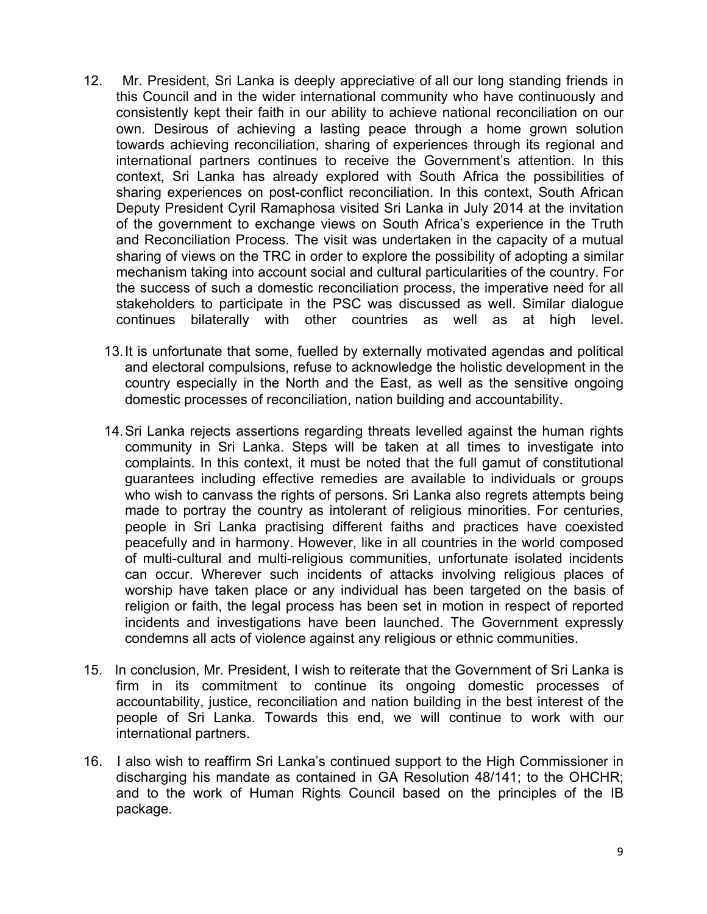12. Mr. President, Sri Lanka is deeply appreciative of all our long standing friends in this Council and in the wider international community who have continuously and consistently kept their faith in our ability to achieve national reconciliation on our own. Desirous of achieving a lasting peace through a home grown solution towards achieving reconciliation, sharing of experiences through its regional and international partners continues to receive the Government's attention. In this context, Sri Lanka has already explored with South Africa the possibilities of sharing experiences on post-conflict reconciliation. In this context, South African Deputy President Cyril Ramaphosa visited Sri Lanka in July 2014 at the invitation of the government to exchange views on South Africa's experience in the Truth and Reconciliation Process. The visit was undertaken in the capacity of a mutual sharing of views on the TRC in order to explore the possibility of adopting a similar mechanism taking into account social and cultural particularities of the country. For the success of such a domestic reconciliation process, the imperative need for all stakeholders to participate in the PSC was discussed as well. Similar dialogue continues bilaterally with other countries as well as at high level.

13. It is unfortunate that some, fuelled by externally motivated agendas and political and electoral compulsions, refuse to acknowledge the holistic development in the country especially in the North and the East, as well as the sensitive ongoing domestic processes of reconciliation, nation building and accountability.

14. Sri Lanka rejects assertions regarding threats levelled against the human rights community in Sri Lanka. Steps will be taken at all times to investigate into complaints. In this context, it must be noted that the full gamut of constitutional guarantees including effective remedies are available to individuals or groups who wish to canvass the rights of persons. Sri Lanka also regrets attempts being made to portray the country as intolerant of religious minorities. For centuries, people in Sri Lanka practising different faiths and practices have coexisted peacefully and in harmony. However, like in all countries in the world composed of multi-cultural and multi-religious communities, unfortunate isolated incidents can occur. Wherever such incidents of attacks involving religious places of worship have taken place or any individual has been targeted on the basis of religion or faith, the legal process has been set in motion in respect of reported incidents and investigations have been launched. The Government expressly condemns all acts of violence against any religious or ethnic communities.

15. In conclusion, Mr. President, I wish to reiterate that the Government of Sri Lanka is firm in its commitment to continue its ongoing domestic processes of accountability, justice, reconciliation and nation building in the best interest of the people of Sri Lanka. Towards this end, we will continue to work with our international partners.

16. I also wish to reaffirm Sri Lanka's continued support to the High Commissioner in discharging his mandate as contained in GA Resolution 48/141; to the OHCHR; and to the work of Human Rights Council based on the principles of the IB package.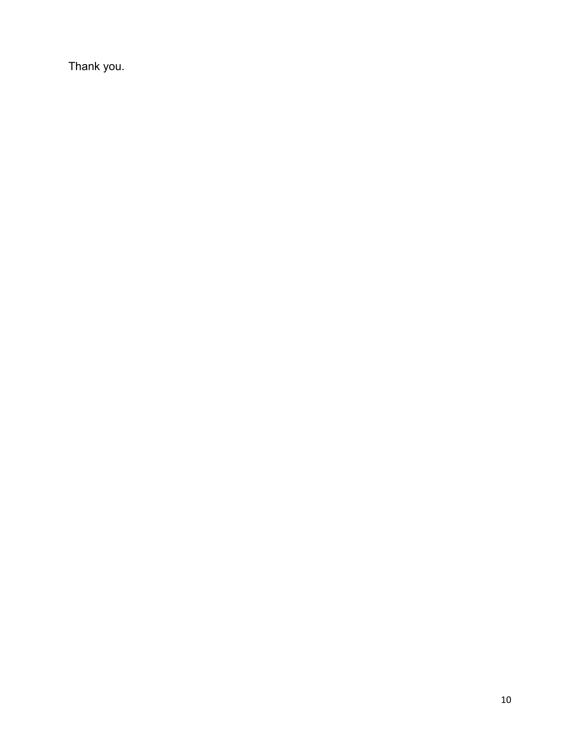Thank you.